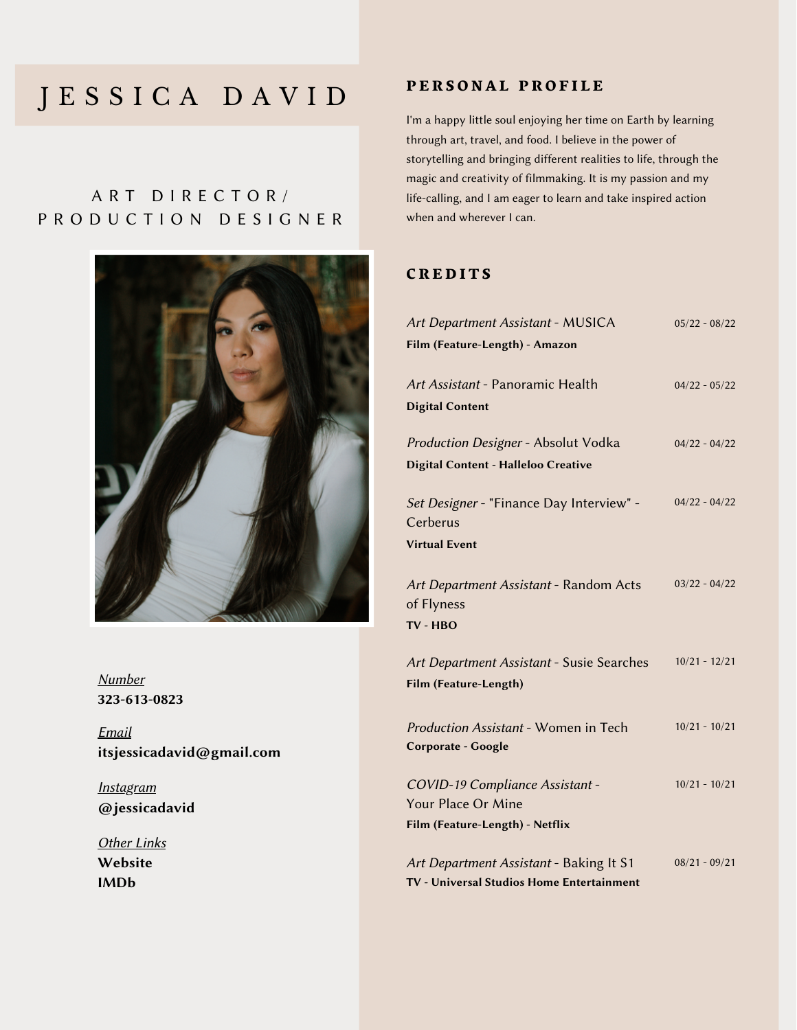# JESSICA DAVID

## ART DIRECTOR/ PRODUCTION DESIGNER

*Number*
**323-613-0823**

*Email*
**itsjessicadavid@gmail.com**

*Instagram*
**@jessicadavid**

*Other Links*
**Website**
**IMDb**

## PERSONAL PROFILE

I'm a happy little soul enjoying her time on Earth by learning through art, travel, and food. I believe in the power of storytelling and bringing different realities to life, through the magic and creativity of filmmaking. It is my passion and my life-calling, and I am eager to learn and take inspired action when and wherever I can.

## CREDITS

*Art Department Assistant* - MUSICA — 05/22 - 08/22
**Film (Feature-Length) - Amazon**

*Art Assistant* - Panoramic Health — 04/22 - 05/22
**Digital Content**

*Production Designer* - Absolut Vodka — 04/22 - 04/22
**Digital Content - Halleloo Creative**

*Set Designer* - "Finance Day Interview" - Cerberus — 04/22 - 04/22
**Virtual Event**

*Art Department Assistant* - Random Acts of Flyness — 03/22 - 04/22
**TV - HBO**

*Art Department Assistant* - Susie Searches — 10/21 - 12/21
**Film (Feature-Length)**

*Production Assistant* - Women in Tech — 10/21 - 10/21
**Corporate - Google**

*COVID-19 Compliance Assistant* - Your Place Or Mine — 10/21 - 10/21
**Film (Feature-Length) - Netflix**

*Art Department Assistant* - Baking It S1 — 08/21 - 09/21
**TV - Universal Studios Home Entertainment**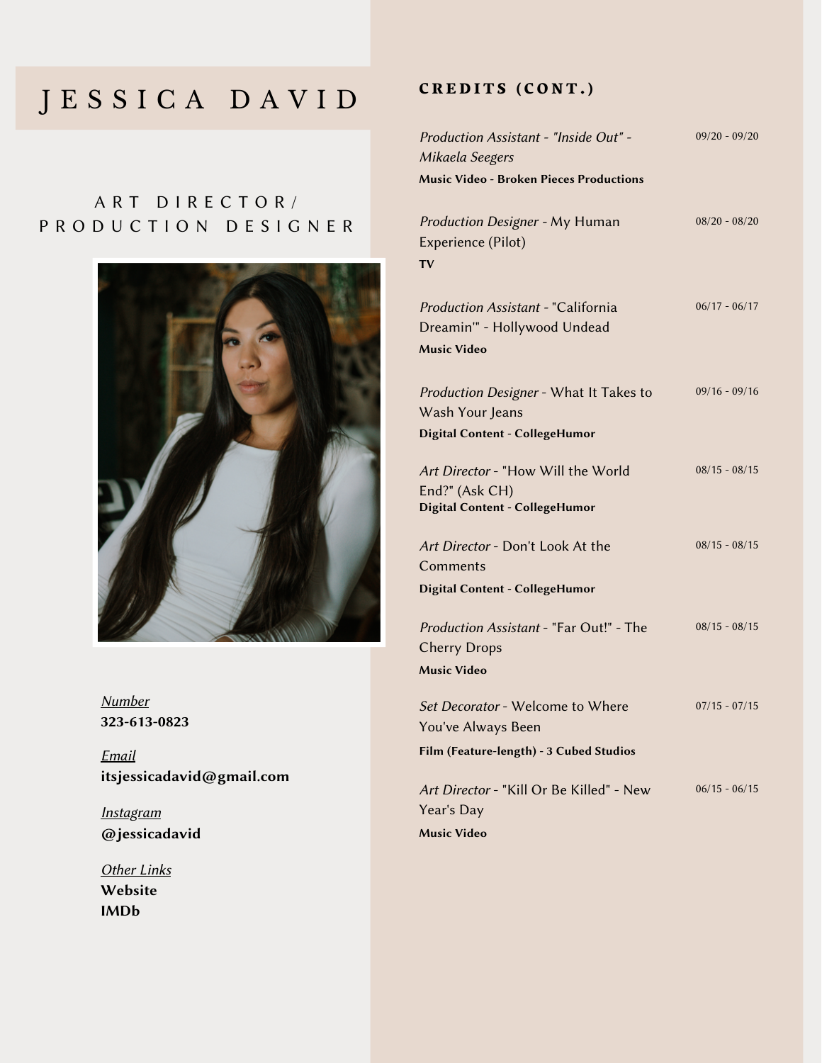# JESSICA DAVID

## ART DIRECTOR/ PRODUCTION DESIGNER

*Number*
**323-613-0823**

*Email*
**itsjessicadavid@gmail.com**

*Instagram*
**@jessicadavid**

*Other Links*
**Website**
**IMDb**

## CREDITS (CONT.)

*Production Assistant - "Inside Out" - Mikaela Seegers* — 09/20 - 09/20
**Music Video - Broken Pieces Productions**

*Production Designer* - My Human Experience (Pilot) — 08/20 - 08/20
**TV**

*Production Assistant* - "California Dreamin'" - Hollywood Undead — 06/17 - 06/17
**Music Video**

*Production Designer* - What It Takes to Wash Your Jeans — 09/16 - 09/16
**Digital Content - CollegeHumor**

*Art Director* - "How Will the World End?" (Ask CH) — 08/15 - 08/15
**Digital Content - CollegeHumor**

*Art Director* - Don't Look At the Comments — 08/15 - 08/15
**Digital Content - CollegeHumor**

*Production Assistant* - "Far Out!" - The Cherry Drops — 08/15 - 08/15
**Music Video**

*Set Decorator* - Welcome to Where You've Always Been — 07/15 - 07/15
**Film (Feature-length) - 3 Cubed Studios**

*Art Director* - "Kill Or Be Killed" - New Year's Day — 06/15 - 06/15
**Music Video**